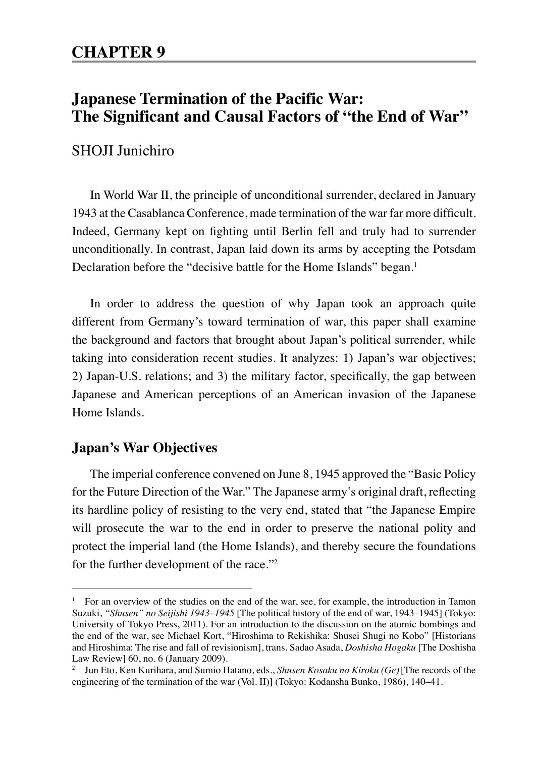## CHAPTER 9

# Japanese Termination of the Pacific War: The Significant and Causal Factors of "the End of War"

SHOJI Junichiro

In World War II, the principle of unconditional surrender, declared in January 1943 at the Casablanca Conference, made termination of the war far more difficult. Indeed, Germany kept on fighting until Berlin fell and truly had to surrender unconditionally. In contrast, Japan laid down its arms by accepting the Potsdam Declaration before the "decisive battle for the Home Islands" began.[1]

In order to address the question of why Japan took an approach quite different from Germany's toward termination of war, this paper shall examine the background and factors that brought about Japan's political surrender, while taking into consideration recent studies. It analyzes: 1) Japan's war objectives; 2) Japan-U.S. relations; and 3) the military factor, specifically, the gap between Japanese and American perceptions of an American invasion of the Japanese Home Islands.

## Japan's War Objectives

The imperial conference convened on June 8, 1945 approved the "Basic Policy for the Future Direction of the War." The Japanese army's original draft, reflecting its hardline policy of resisting to the very end, stated that "the Japanese Empire will prosecute the war to the end in order to preserve the national polity and protect the imperial land (the Home Islands), and thereby secure the foundations for the further development of the race."[2]

---

[1] For an overview of the studies on the end of the war, see, for example, the introduction in Tamon Suzuki, *"Shusen" no Seijishi 1943–1945* [The political history of the end of war, 1943–1945] (Tokyo: University of Tokyo Press, 2011). For an introduction to the discussion on the atomic bombings and the end of the war, see Michael Kort, "Hiroshima to Rekishika: Shusei Shugi no Kobo" [Historians and Hiroshima: The rise and fall of revisionism], trans. Sadao Asada, *Doshisha Hogaku* [The Doshisha Law Review] 60, no. 6 (January 2009).

[2] Jun Eto, Ken Kurihara, and Sumio Hatano, eds., *Shusen Kosaku no Kiroku (Ge)* [The records of the engineering of the termination of the war (Vol. II)] (Tokyo: Kodansha Bunko, 1986), 140–41.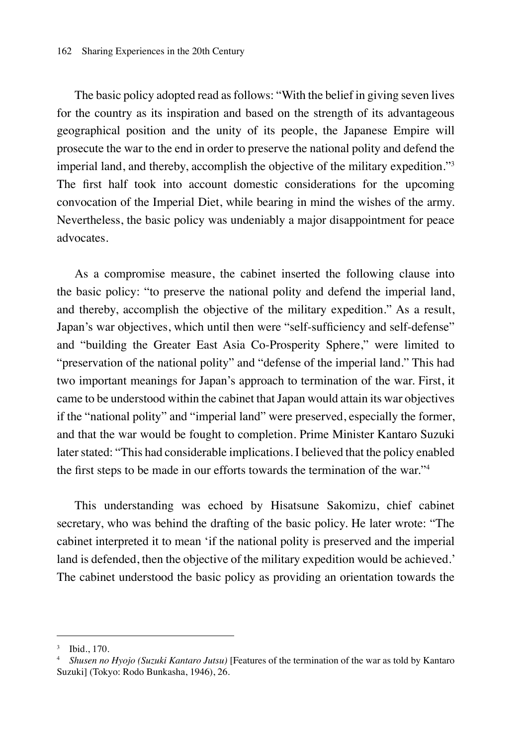The basic policy adopted read as follows: "With the belief in giving seven lives for the country as its inspiration and based on the strength of its advantageous geographical position and the unity of its people, the Japanese Empire will prosecute the war to the end in order to preserve the national polity and defend the imperial land, and thereby, accomplish the objective of the military expedition."[3] The first half took into account domestic considerations for the upcoming convocation of the Imperial Diet, while bearing in mind the wishes of the army. Nevertheless, the basic policy was undeniably a major disappointment for peace advocates.

As a compromise measure, the cabinet inserted the following clause into the basic policy: "to preserve the national polity and defend the imperial land, and thereby, accomplish the objective of the military expedition." As a result, Japan's war objectives, which until then were "self-sufficiency and self-defense" and "building the Greater East Asia Co-Prosperity Sphere," were limited to "preservation of the national polity" and "defense of the imperial land." This had two important meanings for Japan's approach to termination of the war. First, it came to be understood within the cabinet that Japan would attain its war objectives if the "national polity" and "imperial land" were preserved, especially the former, and that the war would be fought to completion. Prime Minister Kantaro Suzuki later stated: "This had considerable implications. I believed that the policy enabled the first steps to be made in our efforts towards the termination of the war."[4]

This understanding was echoed by Hisatsune Sakomizu, chief cabinet secretary, who was behind the drafting of the basic policy. He later wrote: "The cabinet interpreted it to mean 'if the national polity is preserved and the imperial land is defended, then the objective of the military expedition would be achieved.' The cabinet understood the basic policy as providing an orientation towards the

---

[3] Ibid., 170.

[4] *Shusen no Hyojo (Suzuki Kantaro Jutsu)* [Features of the termination of the war as told by Kantaro Suzuki] (Tokyo: Rodo Bunkasha, 1946), 26.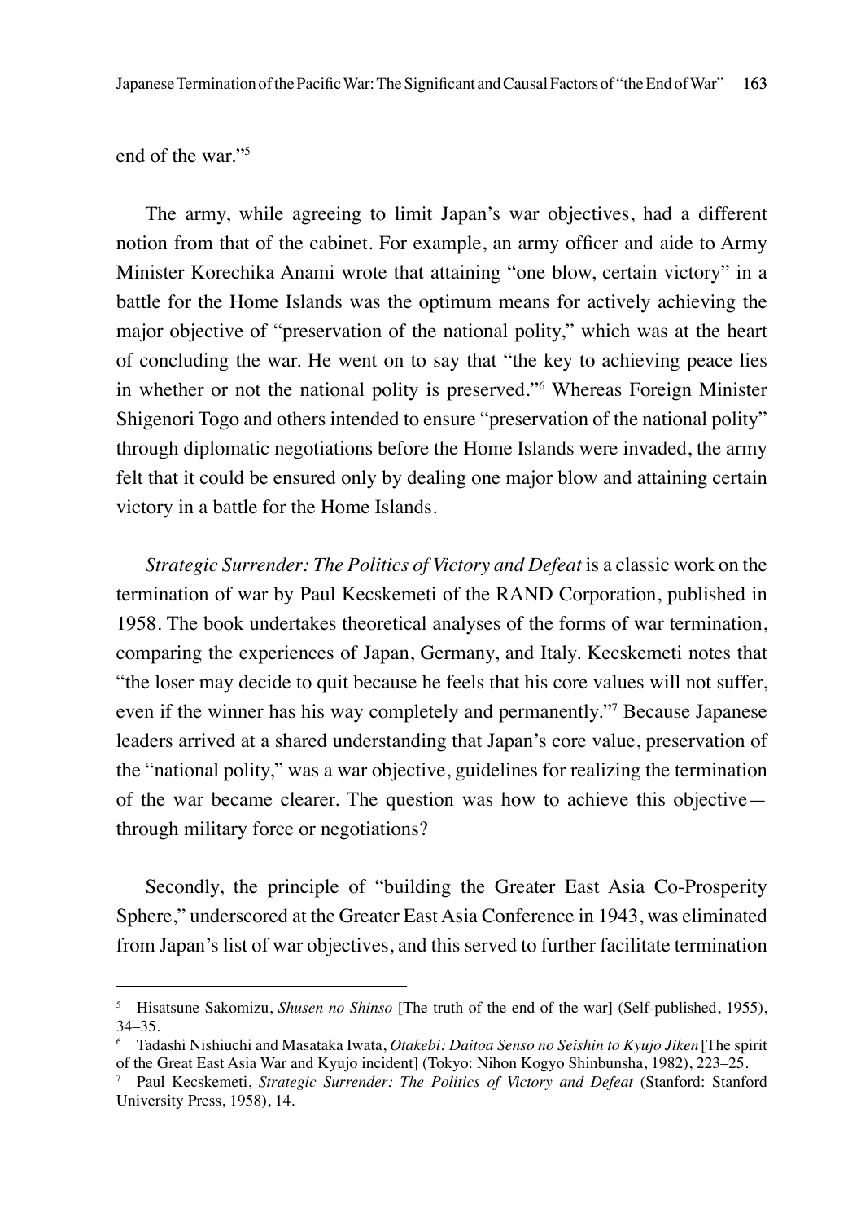end of the war."[5]

The army, while agreeing to limit Japan's war objectives, had a different notion from that of the cabinet. For example, an army officer and aide to Army Minister Korechika Anami wrote that attaining "one blow, certain victory" in a battle for the Home Islands was the optimum means for actively achieving the major objective of "preservation of the national polity," which was at the heart of concluding the war. He went on to say that "the key to achieving peace lies in whether or not the national polity is preserved."[6] Whereas Foreign Minister Shigenori Togo and others intended to ensure "preservation of the national polity" through diplomatic negotiations before the Home Islands were invaded, the army felt that it could be ensured only by dealing one major blow and attaining certain victory in a battle for the Home Islands.

*Strategic Surrender: The Politics of Victory and Defeat* is a classic work on the termination of war by Paul Kecskemeti of the RAND Corporation, published in 1958. The book undertakes theoretical analyses of the forms of war termination, comparing the experiences of Japan, Germany, and Italy. Kecskemeti notes that "the loser may decide to quit because he feels that his core values will not suffer, even if the winner has his way completely and permanently."[7] Because Japanese leaders arrived at a shared understanding that Japan's core value, preservation of the "national polity," was a war objective, guidelines for realizing the termination of the war became clearer. The question was how to achieve this objective—through military force or negotiations?

Secondly, the principle of "building the Greater East Asia Co-Prosperity Sphere," underscored at the Greater East Asia Conference in 1943, was eliminated from Japan's list of war objectives, and this served to further facilitate termination

---

[5] Hisatsune Sakomizu, *Shusen no Shinso* [The truth of the end of the war] (Self-published, 1955), 34–35.

[6] Tadashi Nishiuchi and Masataka Iwata, *Otakebi: Daitoa Senso no Seishin to Kyujo Jiken* [The spirit of the Great East Asia War and Kyujo incident] (Tokyo: Nihon Kogyo Shinbunsha, 1982), 223–25.

[7] Paul Kecskemeti, *Strategic Surrender: The Politics of Victory and Defeat* (Stanford: Stanford University Press, 1958), 14.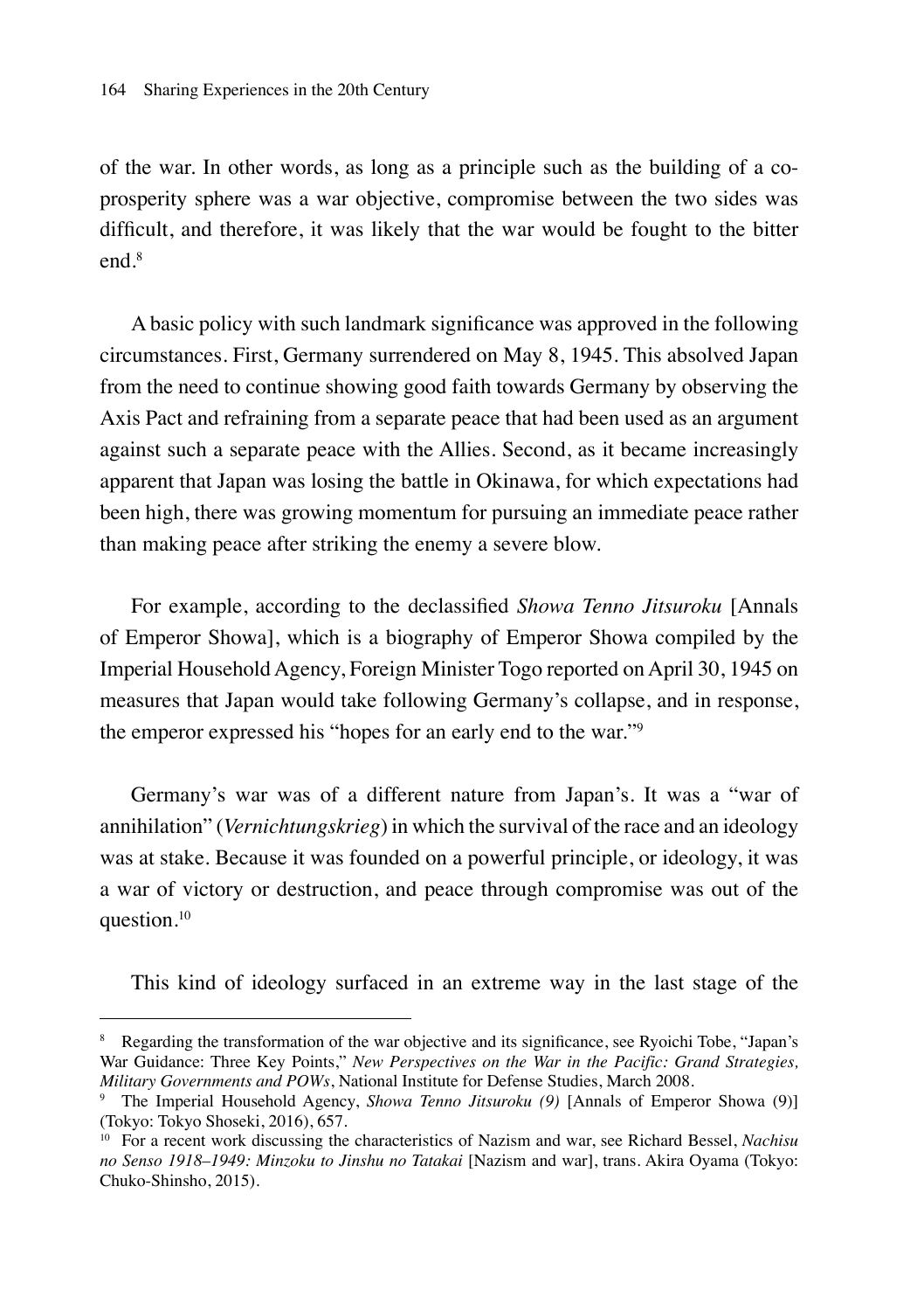of the war. In other words, as long as a principle such as the building of a co-prosperity sphere was a war objective, compromise between the two sides was difficult, and therefore, it was likely that the war would be fought to the bitter end.[8]

A basic policy with such landmark significance was approved in the following circumstances. First, Germany surrendered on May 8, 1945. This absolved Japan from the need to continue showing good faith towards Germany by observing the Axis Pact and refraining from a separate peace that had been used as an argument against such a separate peace with the Allies. Second, as it became increasingly apparent that Japan was losing the battle in Okinawa, for which expectations had been high, there was growing momentum for pursuing an immediate peace rather than making peace after striking the enemy a severe blow.

For example, according to the declassified *Showa Tenno Jitsuroku* [Annals of Emperor Showa], which is a biography of Emperor Showa compiled by the Imperial Household Agency, Foreign Minister Togo reported on April 30, 1945 on measures that Japan would take following Germany's collapse, and in response, the emperor expressed his "hopes for an early end to the war."[9]

Germany's war was of a different nature from Japan's. It was a "war of annihilation" (*Vernichtungskrieg*) in which the survival of the race and an ideology was at stake. Because it was founded on a powerful principle, or ideology, it was a war of victory or destruction, and peace through compromise was out of the question.[10]

This kind of ideology surfaced in an extreme way in the last stage of the

---

[8] Regarding the transformation of the war objective and its significance, see Ryoichi Tobe, "Japan's War Guidance: Three Key Points," *New Perspectives on the War in the Pacific: Grand Strategies, Military Governments and POWs*, National Institute for Defense Studies, March 2008.

[9] The Imperial Household Agency, *Showa Tenno Jitsuroku (9)* [Annals of Emperor Showa (9)] (Tokyo: Tokyo Shoseki, 2016), 657.

[10] For a recent work discussing the characteristics of Nazism and war, see Richard Bessel, *Nachisu no Senso 1918–1949: Minzoku to Jinshu no Tatakai* [Nazism and war], trans. Akira Oyama (Tokyo: Chuko-Shinsho, 2015).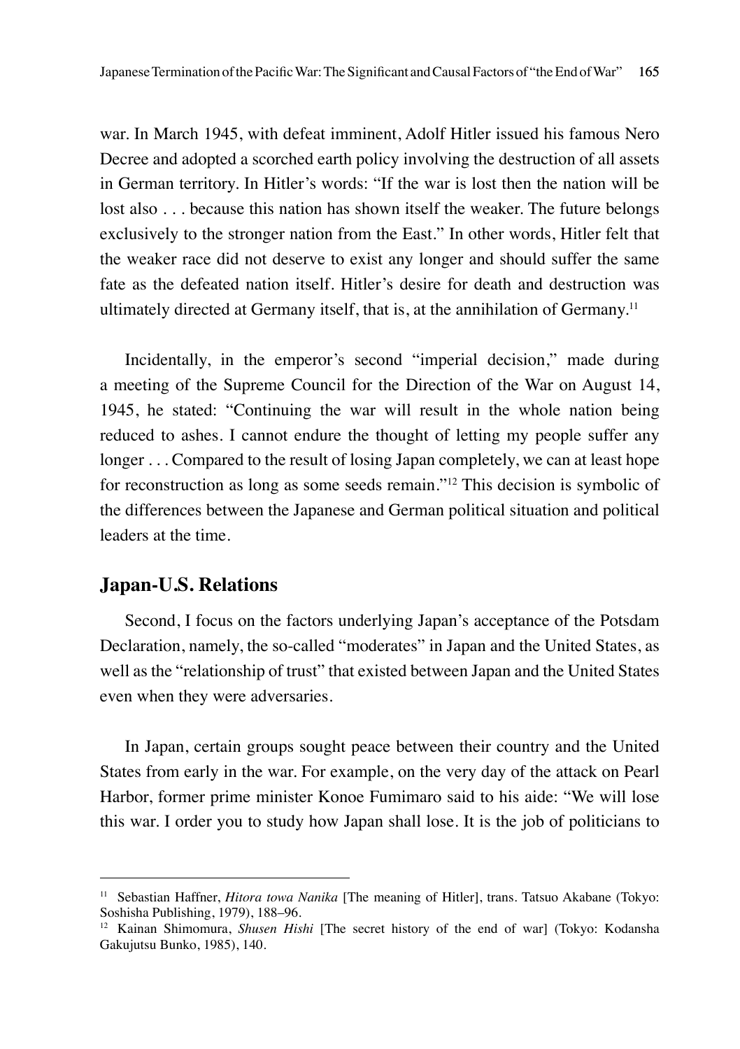war. In March 1945, with defeat imminent, Adolf Hitler issued his famous Nero Decree and adopted a scorched earth policy involving the destruction of all assets in German territory. In Hitler's words: "If the war is lost then the nation will be lost also . . . because this nation has shown itself the weaker. The future belongs exclusively to the stronger nation from the East." In other words, Hitler felt that the weaker race did not deserve to exist any longer and should suffer the same fate as the defeated nation itself. Hitler's desire for death and destruction was ultimately directed at Germany itself, that is, at the annihilation of Germany.[11]

Incidentally, in the emperor's second "imperial decision," made during a meeting of the Supreme Council for the Direction of the War on August 14, 1945, he stated: "Continuing the war will result in the whole nation being reduced to ashes. I cannot endure the thought of letting my people suffer any longer . . . Compared to the result of losing Japan completely, we can at least hope for reconstruction as long as some seeds remain."[12] This decision is symbolic of the differences between the Japanese and German political situation and political leaders at the time.

## Japan-U.S. Relations

Second, I focus on the factors underlying Japan's acceptance of the Potsdam Declaration, namely, the so-called "moderates" in Japan and the United States, as well as the "relationship of trust" that existed between Japan and the United States even when they were adversaries.

In Japan, certain groups sought peace between their country and the United States from early in the war. For example, on the very day of the attack on Pearl Harbor, former prime minister Konoe Fumimaro said to his aide: "We will lose this war. I order you to study how Japan shall lose. It is the job of politicians to

---

[11] Sebastian Haffner, *Hitora towa Nanika* [The meaning of Hitler], trans. Tatsuo Akabane (Tokyo: Soshisha Publishing, 1979), 188–96.

[12] Kainan Shimomura, *Shusen Hishi* [The secret history of the end of war] (Tokyo: Kodansha Gakujutsu Bunko, 1985), 140.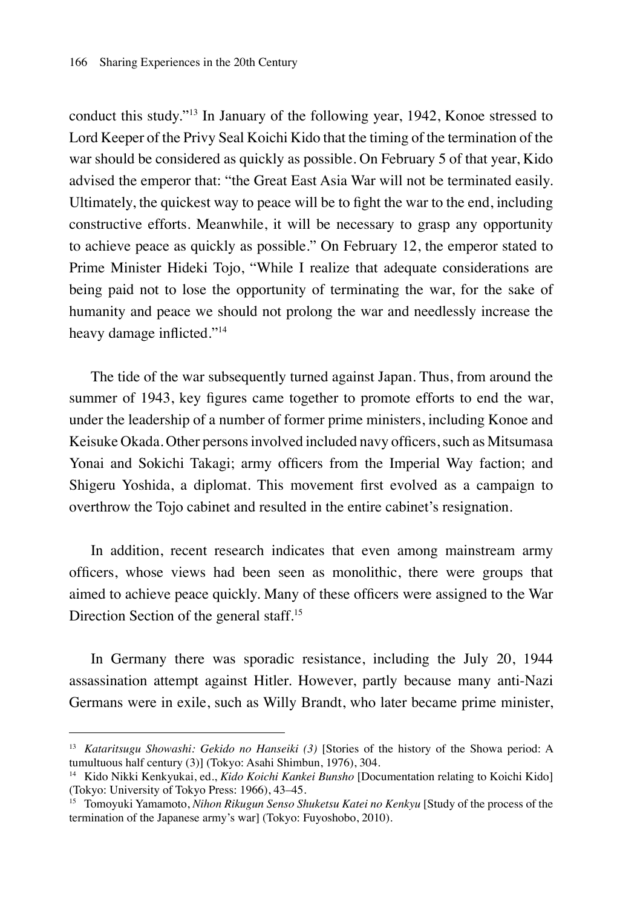conduct this study."[13] In January of the following year, 1942, Konoe stressed to Lord Keeper of the Privy Seal Koichi Kido that the timing of the termination of the war should be considered as quickly as possible. On February 5 of that year, Kido advised the emperor that: "the Great East Asia War will not be terminated easily. Ultimately, the quickest way to peace will be to fight the war to the end, including constructive efforts. Meanwhile, it will be necessary to grasp any opportunity to achieve peace as quickly as possible." On February 12, the emperor stated to Prime Minister Hideki Tojo, "While I realize that adequate considerations are being paid not to lose the opportunity of terminating the war, for the sake of humanity and peace we should not prolong the war and needlessly increase the heavy damage inflicted."[14]

The tide of the war subsequently turned against Japan. Thus, from around the summer of 1943, key figures came together to promote efforts to end the war, under the leadership of a number of former prime ministers, including Konoe and Keisuke Okada. Other persons involved included navy officers, such as Mitsumasa Yonai and Sokichi Takagi; army officers from the Imperial Way faction; and Shigeru Yoshida, a diplomat. This movement first evolved as a campaign to overthrow the Tojo cabinet and resulted in the entire cabinet's resignation.

In addition, recent research indicates that even among mainstream army officers, whose views had been seen as monolithic, there were groups that aimed to achieve peace quickly. Many of these officers were assigned to the War Direction Section of the general staff.[15]

In Germany there was sporadic resistance, including the July 20, 1944 assassination attempt against Hitler. However, partly because many anti-Nazi Germans were in exile, such as Willy Brandt, who later became prime minister,

---

[13] *Kataritsugu Showashi: Gekido no Hanseiki (3)* [Stories of the history of the Showa period: A tumultuous half century (3)] (Tokyo: Asahi Shimbun, 1976), 304.

[14] Kido Nikki Kenkyukai, ed., *Kido Koichi Kankei Bunsho* [Documentation relating to Koichi Kido] (Tokyo: University of Tokyo Press: 1966), 43–45.

[15] Tomoyuki Yamamoto, *Nihon Rikugun Senso Shuketsu Katei no Kenkyu* [Study of the process of the termination of the Japanese army's war] (Tokyo: Fuyoshobo, 2010).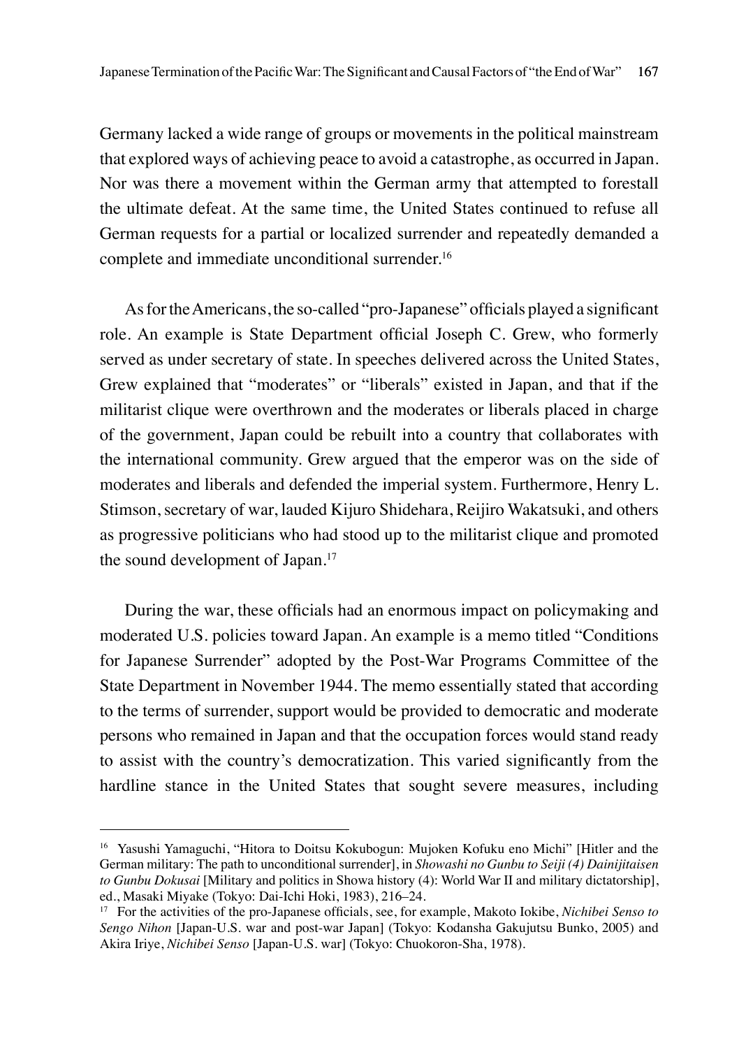Germany lacked a wide range of groups or movements in the political mainstream that explored ways of achieving peace to avoid a catastrophe, as occurred in Japan. Nor was there a movement within the German army that attempted to forestall the ultimate defeat. At the same time, the United States continued to refuse all German requests for a partial or localized surrender and repeatedly demanded a complete and immediate unconditional surrender.[16]

As for the Americans, the so-called "pro-Japanese" officials played a significant role. An example is State Department official Joseph C. Grew, who formerly served as under secretary of state. In speeches delivered across the United States, Grew explained that "moderates" or "liberals" existed in Japan, and that if the militarist clique were overthrown and the moderates or liberals placed in charge of the government, Japan could be rebuilt into a country that collaborates with the international community. Grew argued that the emperor was on the side of moderates and liberals and defended the imperial system. Furthermore, Henry L. Stimson, secretary of war, lauded Kijuro Shidehara, Reijiro Wakatsuki, and others as progressive politicians who had stood up to the militarist clique and promoted the sound development of Japan.[17]

During the war, these officials had an enormous impact on policymaking and moderated U.S. policies toward Japan. An example is a memo titled "Conditions for Japanese Surrender" adopted by the Post-War Programs Committee of the State Department in November 1944. The memo essentially stated that according to the terms of surrender, support would be provided to democratic and moderate persons who remained in Japan and that the occupation forces would stand ready to assist with the country's democratization. This varied significantly from the hardline stance in the United States that sought severe measures, including

---

[16] Yasushi Yamaguchi, "Hitora to Doitsu Kokubogun: Mujoken Kofuku eno Michi" [Hitler and the German military: The path to unconditional surrender], in *Showashi no Gunbu to Seiji (4) Dainijitaisen to Gunbu Dokusai* [Military and politics in Showa history (4): World War II and military dictatorship], ed., Masaki Miyake (Tokyo: Dai-Ichi Hoki, 1983), 216–24.

[17] For the activities of the pro-Japanese officials, see, for example, Makoto Iokibe, *Nichibei Senso to Sengo Nihon* [Japan-U.S. war and post-war Japan] (Tokyo: Kodansha Gakujutsu Bunko, 2005) and Akira Iriye, *Nichibei Senso* [Japan-U.S. war] (Tokyo: Chuokoron-Sha, 1978).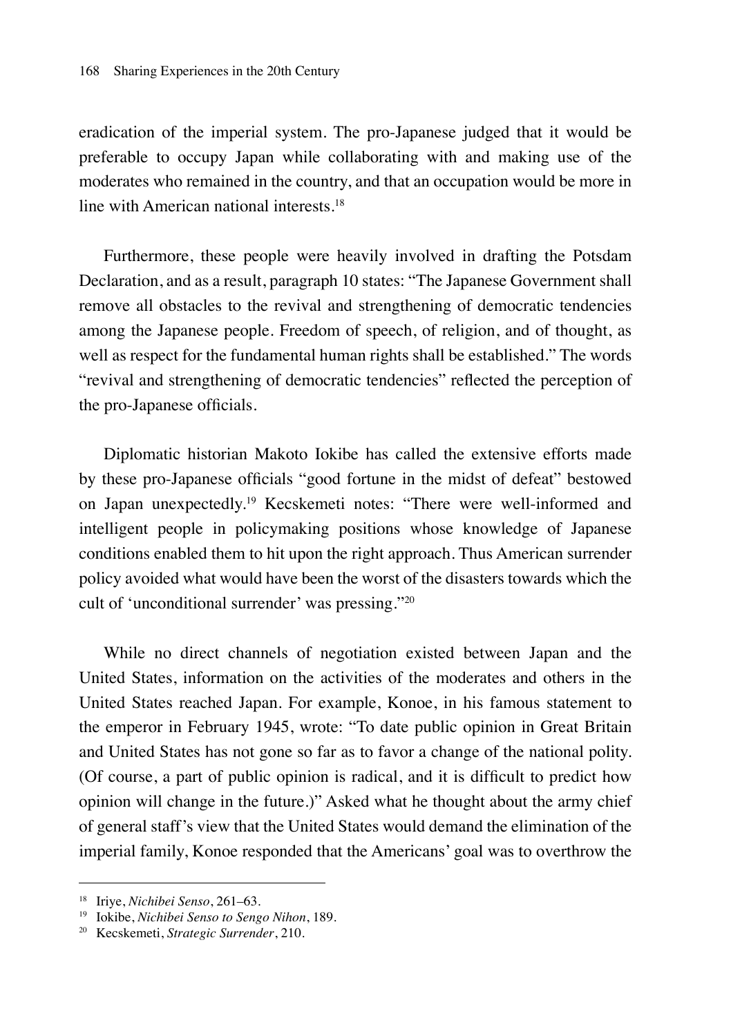eradication of the imperial system. The pro-Japanese judged that it would be preferable to occupy Japan while collaborating with and making use of the moderates who remained in the country, and that an occupation would be more in line with American national interests.[18]

Furthermore, these people were heavily involved in drafting the Potsdam Declaration, and as a result, paragraph 10 states: "The Japanese Government shall remove all obstacles to the revival and strengthening of democratic tendencies among the Japanese people. Freedom of speech, of religion, and of thought, as well as respect for the fundamental human rights shall be established." The words "revival and strengthening of democratic tendencies" reflected the perception of the pro-Japanese officials.

Diplomatic historian Makoto Iokibe has called the extensive efforts made by these pro-Japanese officials "good fortune in the midst of defeat" bestowed on Japan unexpectedly.[19] Kecskemeti notes: "There were well-informed and intelligent people in policymaking positions whose knowledge of Japanese conditions enabled them to hit upon the right approach. Thus American surrender policy avoided what would have been the worst of the disasters towards which the cult of 'unconditional surrender' was pressing."[20]

While no direct channels of negotiation existed between Japan and the United States, information on the activities of the moderates and others in the United States reached Japan. For example, Konoe, in his famous statement to the emperor in February 1945, wrote: "To date public opinion in Great Britain and United States has not gone so far as to favor a change of the national polity. (Of course, a part of public opinion is radical, and it is difficult to predict how opinion will change in the future.)" Asked what he thought about the army chief of general staff's view that the United States would demand the elimination of the imperial family, Konoe responded that the Americans' goal was to overthrow the

---

[18] Iriye, *Nichibei Senso*, 261–63.

[19] Iokibe, *Nichibei Senso to Sengo Nihon*, 189.

[20] Kecskemeti, *Strategic Surrender*, 210.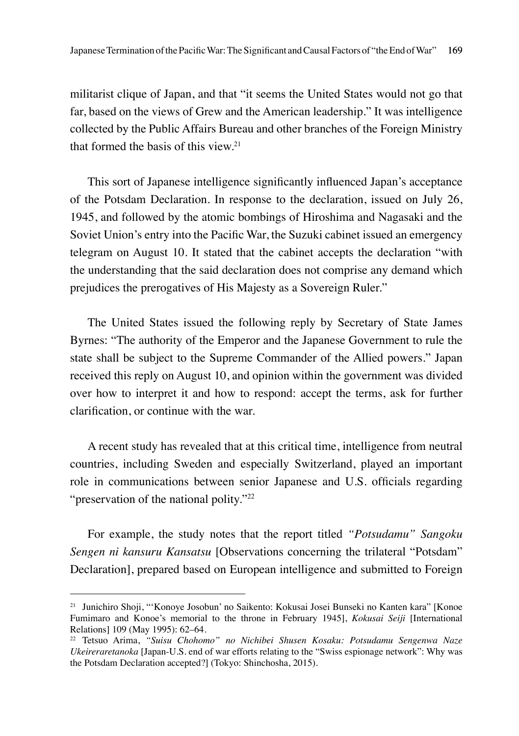militarist clique of Japan, and that "it seems the United States would not go that far, based on the views of Grew and the American leadership." It was intelligence collected by the Public Affairs Bureau and other branches of the Foreign Ministry that formed the basis of this view.[21]

This sort of Japanese intelligence significantly influenced Japan's acceptance of the Potsdam Declaration. In response to the declaration, issued on July 26, 1945, and followed by the atomic bombings of Hiroshima and Nagasaki and the Soviet Union's entry into the Pacific War, the Suzuki cabinet issued an emergency telegram on August 10. It stated that the cabinet accepts the declaration "with the understanding that the said declaration does not comprise any demand which prejudices the prerogatives of His Majesty as a Sovereign Ruler."

The United States issued the following reply by Secretary of State James Byrnes: "The authority of the Emperor and the Japanese Government to rule the state shall be subject to the Supreme Commander of the Allied powers." Japan received this reply on August 10, and opinion within the government was divided over how to interpret it and how to respond: accept the terms, ask for further clarification, or continue with the war.

A recent study has revealed that at this critical time, intelligence from neutral countries, including Sweden and especially Switzerland, played an important role in communications between senior Japanese and U.S. officials regarding "preservation of the national polity."[22]

For example, the study notes that the report titled *"Potsudamu" Sangoku Sengen ni kansuru Kansatsu* [Observations concerning the trilateral "Potsdam" Declaration], prepared based on European intelligence and submitted to Foreign

---

[21] Junichiro Shoji, "'Konoye Josobun' no Saikento: Kokusai Josei Bunseki no Kanten kara" [Konoe Fumimaro and Konoe's memorial to the throne in February 1945], *Kokusai Seiji* [International Relations] 109 (May 1995): 62–64.

[22] Tetsuo Arima, *"Suisu Chohomo" no Nichibei Shusen Kosaku: Potsudamu Sengenwa Naze Ukeireraretanoka* [Japan-U.S. end of war efforts relating to the "Swiss espionage network": Why was the Potsdam Declaration accepted?] (Tokyo: Shinchosha, 2015).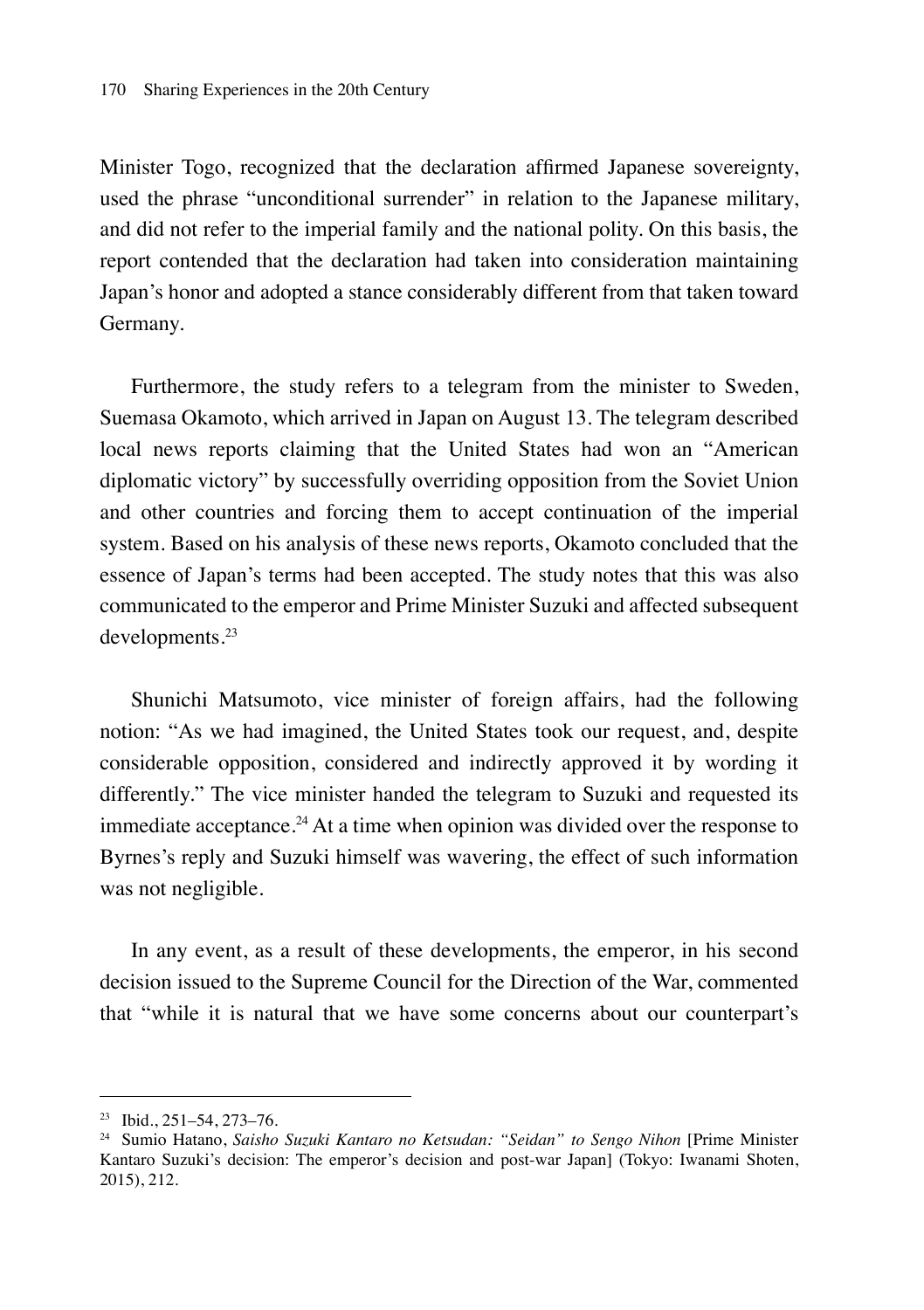Minister Togo, recognized that the declaration affirmed Japanese sovereignty, used the phrase "unconditional surrender" in relation to the Japanese military, and did not refer to the imperial family and the national polity. On this basis, the report contended that the declaration had taken into consideration maintaining Japan's honor and adopted a stance considerably different from that taken toward Germany.

Furthermore, the study refers to a telegram from the minister to Sweden, Suemasa Okamoto, which arrived in Japan on August 13. The telegram described local news reports claiming that the United States had won an "American diplomatic victory" by successfully overriding opposition from the Soviet Union and other countries and forcing them to accept continuation of the imperial system. Based on his analysis of these news reports, Okamoto concluded that the essence of Japan's terms had been accepted. The study notes that this was also communicated to the emperor and Prime Minister Suzuki and affected subsequent developments.[23]

Shunichi Matsumoto, vice minister of foreign affairs, had the following notion: "As we had imagined, the United States took our request, and, despite considerable opposition, considered and indirectly approved it by wording it differently." The vice minister handed the telegram to Suzuki and requested its immediate acceptance.[24] At a time when opinion was divided over the response to Byrnes's reply and Suzuki himself was wavering, the effect of such information was not negligible.

In any event, as a result of these developments, the emperor, in his second decision issued to the Supreme Council for the Direction of the War, commented that "while it is natural that we have some concerns about our counterpart's

---

[23] Ibid., 251–54, 273–76.

[24] Sumio Hatano, *Saisho Suzuki Kantaro no Ketsudan: "Seidan" to Sengo Nihon* [Prime Minister Kantaro Suzuki's decision: The emperor's decision and post-war Japan] (Tokyo: Iwanami Shoten, 2015), 212.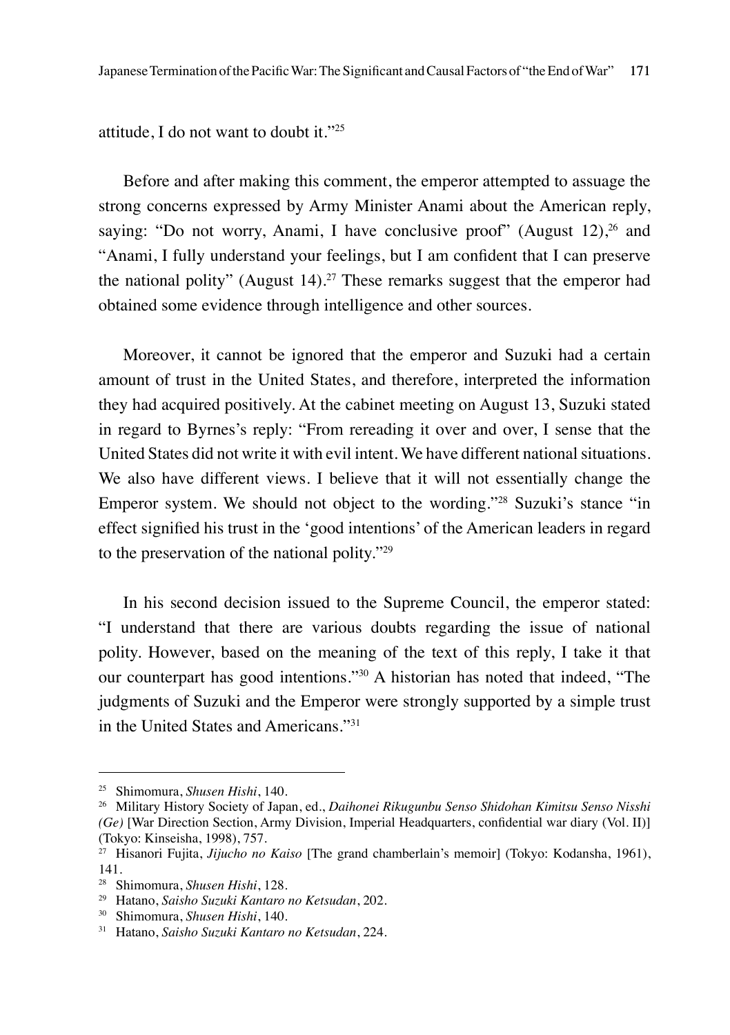attitude, I do not want to doubt it."[25]

Before and after making this comment, the emperor attempted to assuage the strong concerns expressed by Army Minister Anami about the American reply, saying: "Do not worry, Anami, I have conclusive proof" (August 12),[26] and "Anami, I fully understand your feelings, but I am confident that I can preserve the national polity" (August 14).[27] These remarks suggest that the emperor had obtained some evidence through intelligence and other sources.

Moreover, it cannot be ignored that the emperor and Suzuki had a certain amount of trust in the United States, and therefore, interpreted the information they had acquired positively. At the cabinet meeting on August 13, Suzuki stated in regard to Byrnes's reply: "From rereading it over and over, I sense that the United States did not write it with evil intent. We have different national situations. We also have different views. I believe that it will not essentially change the Emperor system. We should not object to the wording."[28] Suzuki's stance "in effect signified his trust in the 'good intentions' of the American leaders in regard to the preservation of the national polity."[29]

In his second decision issued to the Supreme Council, the emperor stated: "I understand that there are various doubts regarding the issue of national polity. However, based on the meaning of the text of this reply, I take it that our counterpart has good intentions."[30] A historian has noted that indeed, "The judgments of Suzuki and the Emperor were strongly supported by a simple trust in the United States and Americans."[31]

---

[25] Shimomura, *Shusen Hishi*, 140.

[26] Military History Society of Japan, ed., *Daihonei Rikugunbu Senso Shidohan Kimitsu Senso Nisshi (Ge)* [War Direction Section, Army Division, Imperial Headquarters, confidential war diary (Vol. II)] (Tokyo: Kinseisha, 1998), 757.

[27] Hisanori Fujita, *Jijucho no Kaiso* [The grand chamberlain's memoir] (Tokyo: Kodansha, 1961), 141.

[28] Shimomura, *Shusen Hishi*, 128.

[29] Hatano, *Saisho Suzuki Kantaro no Ketsudan*, 202.

[30] Shimomura, *Shusen Hishi*, 140.

[31] Hatano, *Saisho Suzuki Kantaro no Ketsudan*, 224.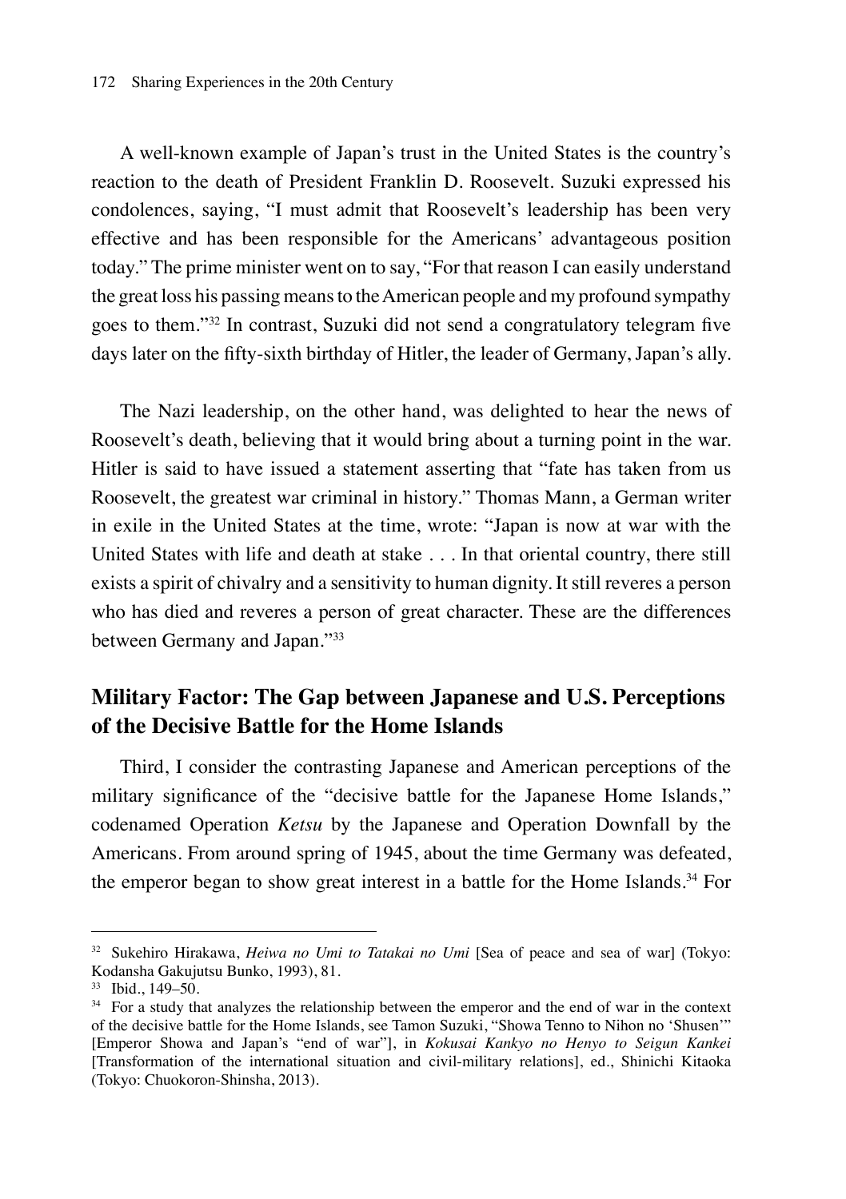A well-known example of Japan's trust in the United States is the country's reaction to the death of President Franklin D. Roosevelt. Suzuki expressed his condolences, saying, "I must admit that Roosevelt's leadership has been very effective and has been responsible for the Americans' advantageous position today." The prime minister went on to say, "For that reason I can easily understand the great loss his passing means to the American people and my profound sympathy goes to them."[32] In contrast, Suzuki did not send a congratulatory telegram five days later on the fifty-sixth birthday of Hitler, the leader of Germany, Japan's ally.

The Nazi leadership, on the other hand, was delighted to hear the news of Roosevelt's death, believing that it would bring about a turning point in the war. Hitler is said to have issued a statement asserting that "fate has taken from us Roosevelt, the greatest war criminal in history." Thomas Mann, a German writer in exile in the United States at the time, wrote: "Japan is now at war with the United States with life and death at stake . . . In that oriental country, there still exists a spirit of chivalry and a sensitivity to human dignity. It still reveres a person who has died and reveres a person of great character. These are the differences between Germany and Japan."[33]

## Military Factor: The Gap between Japanese and U.S. Perceptions of the Decisive Battle for the Home Islands

Third, I consider the contrasting Japanese and American perceptions of the military significance of the "decisive battle for the Japanese Home Islands," codenamed Operation *Ketsu* by the Japanese and Operation Downfall by the Americans. From around spring of 1945, about the time Germany was defeated, the emperor began to show great interest in a battle for the Home Islands.[34] For

---

[32] Sukehiro Hirakawa, *Heiwa no Umi to Tatakai no Umi* [Sea of peace and sea of war] (Tokyo: Kodansha Gakujutsu Bunko, 1993), 81.

[33] Ibid., 149–50.

[34] For a study that analyzes the relationship between the emperor and the end of war in the context of the decisive battle for the Home Islands, see Tamon Suzuki, "Showa Tenno to Nihon no 'Shusen'" [Emperor Showa and Japan's "end of war"], in *Kokusai Kankyo no Henyo to Seigun Kankei* [Transformation of the international situation and civil-military relations], ed., Shinichi Kitaoka (Tokyo: Chuokoron-Shinsha, 2013).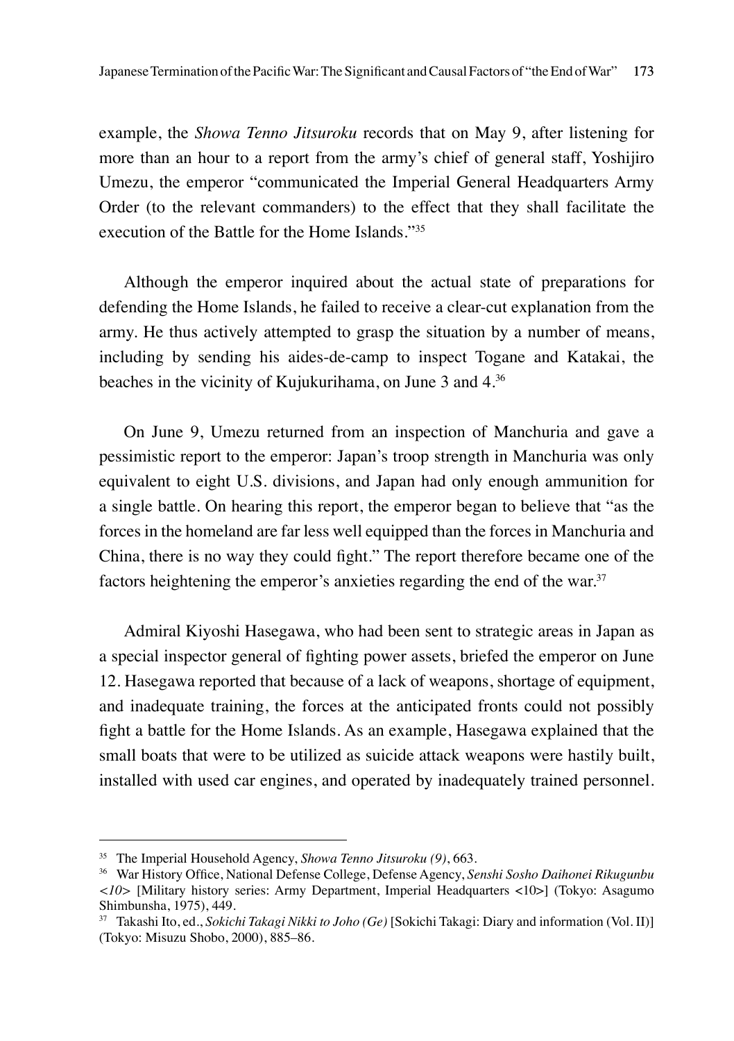example, the *Showa Tenno Jitsuroku* records that on May 9, after listening for more than an hour to a report from the army's chief of general staff, Yoshijiro Umezu, the emperor "communicated the Imperial General Headquarters Army Order (to the relevant commanders) to the effect that they shall facilitate the execution of the Battle for the Home Islands."[35]

Although the emperor inquired about the actual state of preparations for defending the Home Islands, he failed to receive a clear-cut explanation from the army. He thus actively attempted to grasp the situation by a number of means, including by sending his aides-de-camp to inspect Togane and Katakai, the beaches in the vicinity of Kujukurihama, on June 3 and 4.[36]

On June 9, Umezu returned from an inspection of Manchuria and gave a pessimistic report to the emperor: Japan's troop strength in Manchuria was only equivalent to eight U.S. divisions, and Japan had only enough ammunition for a single battle. On hearing this report, the emperor began to believe that "as the forces in the homeland are far less well equipped than the forces in Manchuria and China, there is no way they could fight." The report therefore became one of the factors heightening the emperor's anxieties regarding the end of the war.[37]

Admiral Kiyoshi Hasegawa, who had been sent to strategic areas in Japan as a special inspector general of fighting power assets, briefed the emperor on June 12. Hasegawa reported that because of a lack of weapons, shortage of equipment, and inadequate training, the forces at the anticipated fronts could not possibly fight a battle for the Home Islands. As an example, Hasegawa explained that the small boats that were to be utilized as suicide attack weapons were hastily built, installed with used car engines, and operated by inadequately trained personnel.

---

[35] The Imperial Household Agency, *Showa Tenno Jitsuroku (9)*, 663.

[36] War History Office, National Defense College, Defense Agency, *Senshi Sosho Daihonei Rikugunbu <10>* [Military history series: Army Department, Imperial Headquarters <10>] (Tokyo: Asagumo Shimbunsha, 1975), 449.

[37] Takashi Ito, ed., *Sokichi Takagi Nikki to Joho (Ge)* [Sokichi Takagi: Diary and information (Vol. II)] (Tokyo: Misuzu Shobo, 2000), 885–86.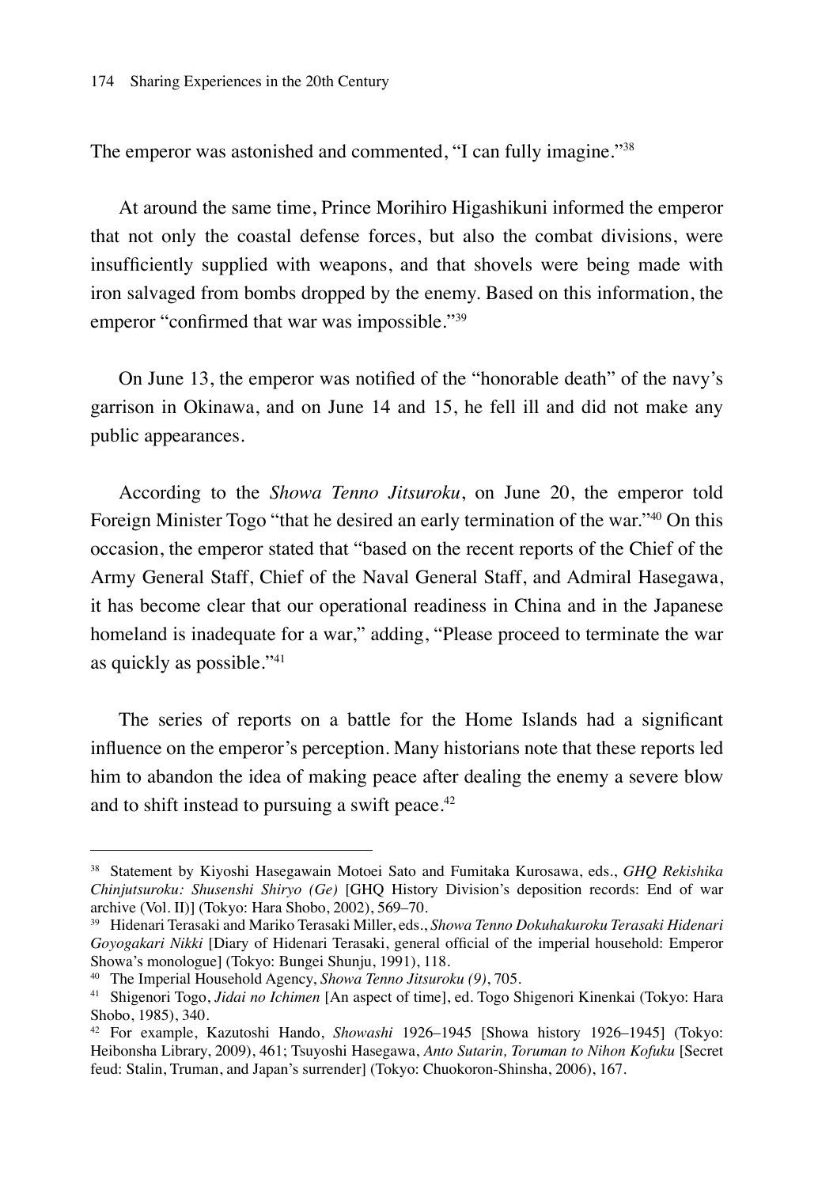The emperor was astonished and commented, "I can fully imagine."[38]

At around the same time, Prince Morihiro Higashikuni informed the emperor that not only the coastal defense forces, but also the combat divisions, were insufficiently supplied with weapons, and that shovels were being made with iron salvaged from bombs dropped by the enemy. Based on this information, the emperor "confirmed that war was impossible."[39]

On June 13, the emperor was notified of the "honorable death" of the navy's garrison in Okinawa, and on June 14 and 15, he fell ill and did not make any public appearances.

According to the *Showa Tenno Jitsuroku*, on June 20, the emperor told Foreign Minister Togo "that he desired an early termination of the war."[40] On this occasion, the emperor stated that "based on the recent reports of the Chief of the Army General Staff, Chief of the Naval General Staff, and Admiral Hasegawa, it has become clear that our operational readiness in China and in the Japanese homeland is inadequate for a war," adding, "Please proceed to terminate the war as quickly as possible."[41]

The series of reports on a battle for the Home Islands had a significant influence on the emperor's perception. Many historians note that these reports led him to abandon the idea of making peace after dealing the enemy a severe blow and to shift instead to pursuing a swift peace.[42]

---

[38] Statement by Kiyoshi Hasegawain Motoei Sato and Fumitaka Kurosawa, eds., *GHQ Rekishika Chinjutsuroku: Shusenshi Shiryo (Ge)* [GHQ History Division's deposition records: End of war archive (Vol. II)] (Tokyo: Hara Shobo, 2002), 569–70.

[39] Hidenari Terasaki and Mariko Terasaki Miller, eds., *Showa Tenno Dokuhakuroku Terasaki Hidenari Goyogakari Nikki* [Diary of Hidenari Terasaki, general official of the imperial household: Emperor Showa's monologue] (Tokyo: Bungei Shunju, 1991), 118.

[40] The Imperial Household Agency, *Showa Tenno Jitsuroku (9)*, 705.

[41] Shigenori Togo, *Jidai no Ichimen* [An aspect of time], ed. Togo Shigenori Kinenkai (Tokyo: Hara Shobo, 1985), 340.

[42] For example, Kazutoshi Hando, *Showashi* 1926–1945 [Showa history 1926–1945] (Tokyo: Heibonsha Library, 2009), 461; Tsuyoshi Hasegawa, *Anto Sutarin, Toruman to Nihon Kofuku* [Secret feud: Stalin, Truman, and Japan's surrender] (Tokyo: Chuokoron-Shinsha, 2006), 167.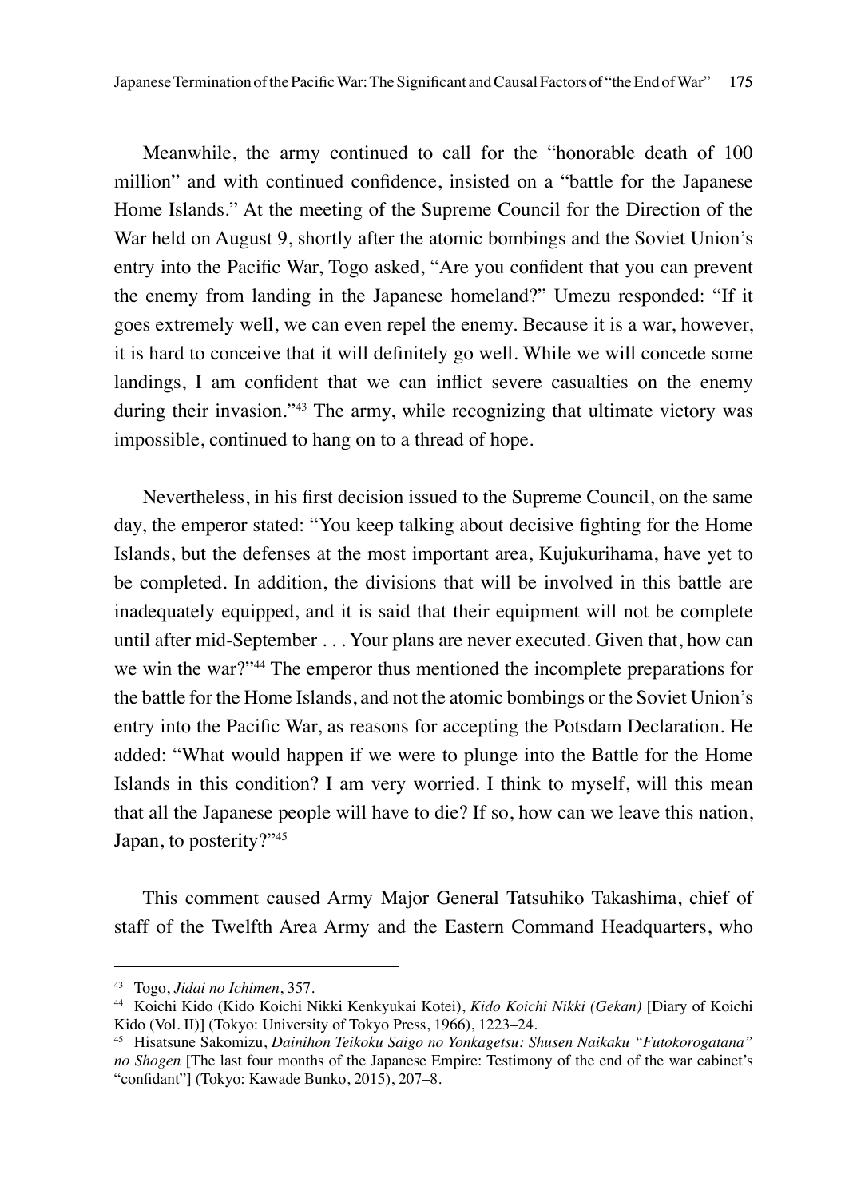Meanwhile, the army continued to call for the "honorable death of 100 million" and with continued confidence, insisted on a "battle for the Japanese Home Islands." At the meeting of the Supreme Council for the Direction of the War held on August 9, shortly after the atomic bombings and the Soviet Union's entry into the Pacific War, Togo asked, "Are you confident that you can prevent the enemy from landing in the Japanese homeland?" Umezu responded: "If it goes extremely well, we can even repel the enemy. Because it is a war, however, it is hard to conceive that it will definitely go well. While we will concede some landings, I am confident that we can inflict severe casualties on the enemy during their invasion."[43] The army, while recognizing that ultimate victory was impossible, continued to hang on to a thread of hope.

Nevertheless, in his first decision issued to the Supreme Council, on the same day, the emperor stated: "You keep talking about decisive fighting for the Home Islands, but the defenses at the most important area, Kujukurihama, have yet to be completed. In addition, the divisions that will be involved in this battle are inadequately equipped, and it is said that their equipment will not be complete until after mid-September . . . Your plans are never executed. Given that, how can we win the war?"[44] The emperor thus mentioned the incomplete preparations for the battle for the Home Islands, and not the atomic bombings or the Soviet Union's entry into the Pacific War, as reasons for accepting the Potsdam Declaration. He added: "What would happen if we were to plunge into the Battle for the Home Islands in this condition? I am very worried. I think to myself, will this mean that all the Japanese people will have to die? If so, how can we leave this nation, Japan, to posterity?"[45]

This comment caused Army Major General Tatsuhiko Takashima, chief of staff of the Twelfth Area Army and the Eastern Command Headquarters, who

---

[43] Togo, *Jidai no Ichimen*, 357.

[44] Koichi Kido (Kido Koichi Nikki Kenkyukai Kotei), *Kido Koichi Nikki (Gekan)* [Diary of Koichi Kido (Vol. II)] (Tokyo: University of Tokyo Press, 1966), 1223–24.

[45] Hisatsune Sakomizu, *Dainihon Teikoku Saigo no Yonkagetsu: Shusen Naikaku "Futokorogatana" no Shogen* [The last four months of the Japanese Empire: Testimony of the end of the war cabinet's "confidant"] (Tokyo: Kawade Bunko, 2015), 207–8.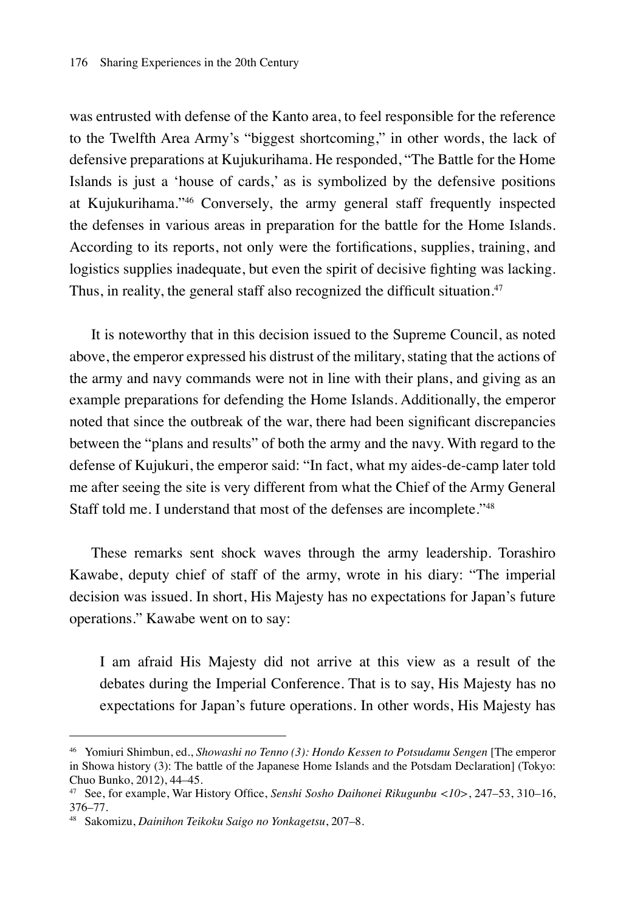was entrusted with defense of the Kanto area, to feel responsible for the reference to the Twelfth Area Army's "biggest shortcoming," in other words, the lack of defensive preparations at Kujukurihama. He responded, "The Battle for the Home Islands is just a 'house of cards,' as is symbolized by the defensive positions at Kujukurihama."[46] Conversely, the army general staff frequently inspected the defenses in various areas in preparation for the battle for the Home Islands. According to its reports, not only were the fortifications, supplies, training, and logistics supplies inadequate, but even the spirit of decisive fighting was lacking. Thus, in reality, the general staff also recognized the difficult situation.[47]

It is noteworthy that in this decision issued to the Supreme Council, as noted above, the emperor expressed his distrust of the military, stating that the actions of the army and navy commands were not in line with their plans, and giving as an example preparations for defending the Home Islands. Additionally, the emperor noted that since the outbreak of the war, there had been significant discrepancies between the "plans and results" of both the army and the navy. With regard to the defense of Kujukuri, the emperor said: "In fact, what my aides-de-camp later told me after seeing the site is very different from what the Chief of the Army General Staff told me. I understand that most of the defenses are incomplete."[48]

These remarks sent shock waves through the army leadership. Torashiro Kawabe, deputy chief of staff of the army, wrote in his diary: "The imperial decision was issued. In short, His Majesty has no expectations for Japan's future operations." Kawabe went on to say:

> I am afraid His Majesty did not arrive at this view as a result of the debates during the Imperial Conference. That is to say, His Majesty has no expectations for Japan's future operations. In other words, His Majesty has

---

[46] Yomiuri Shimbun, ed., *Showashi no Tenno (3): Hondo Kessen to Potsudamu Sengen* [The emperor in Showa history (3): The battle of the Japanese Home Islands and the Potsdam Declaration] (Tokyo: Chuo Bunko, 2012), 44–45.

[47] See, for example, War History Office, *Senshi Sosho Daihonei Rikugunbu <10>*, 247–53, 310–16, 376–77.

[48] Sakomizu, *Dainihon Teikoku Saigo no Yonkagetsu*, 207–8.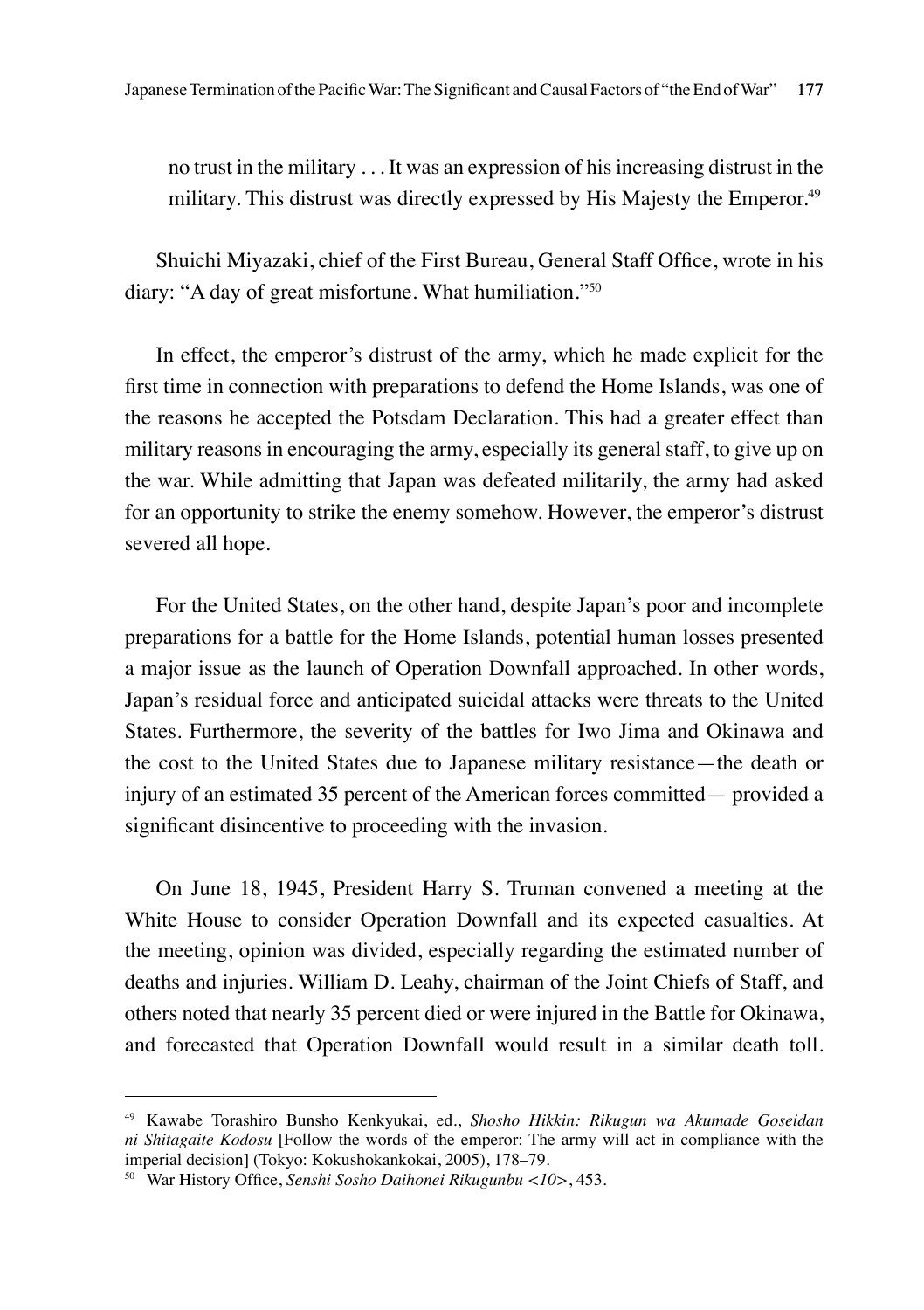> no trust in the military . . . It was an expression of his increasing distrust in the military. This distrust was directly expressed by His Majesty the Emperor.[49]

Shuichi Miyazaki, chief of the First Bureau, General Staff Office, wrote in his diary: "A day of great misfortune. What humiliation."[50]

In effect, the emperor's distrust of the army, which he made explicit for the first time in connection with preparations to defend the Home Islands, was one of the reasons he accepted the Potsdam Declaration. This had a greater effect than military reasons in encouraging the army, especially its general staff, to give up on the war. While admitting that Japan was defeated militarily, the army had asked for an opportunity to strike the enemy somehow. However, the emperor's distrust severed all hope.

For the United States, on the other hand, despite Japan's poor and incomplete preparations for a battle for the Home Islands, potential human losses presented a major issue as the launch of Operation Downfall approached. In other words, Japan's residual force and anticipated suicidal attacks were threats to the United States. Furthermore, the severity of the battles for Iwo Jima and Okinawa and the cost to the United States due to Japanese military resistance—the death or injury of an estimated 35 percent of the American forces committed— provided a significant disincentive to proceeding with the invasion.

On June 18, 1945, President Harry S. Truman convened a meeting at the White House to consider Operation Downfall and its expected casualties. At the meeting, opinion was divided, especially regarding the estimated number of deaths and injuries. William D. Leahy, chairman of the Joint Chiefs of Staff, and others noted that nearly 35 percent died or were injured in the Battle for Okinawa, and forecasted that Operation Downfall would result in a similar death toll.

---

[49] Kawabe Torashiro Bunsho Kenkyukai, ed., *Shosho Hikkin: Rikugun wa Akumade Goseidan ni Shitagaite Kodosu* [Follow the words of the emperor: The army will act in compliance with the imperial decision] (Tokyo: Kokushokankokai, 2005), 178–79.

[50] War History Office, *Senshi Sosho Daihonei Rikugunbu <10>*, 453.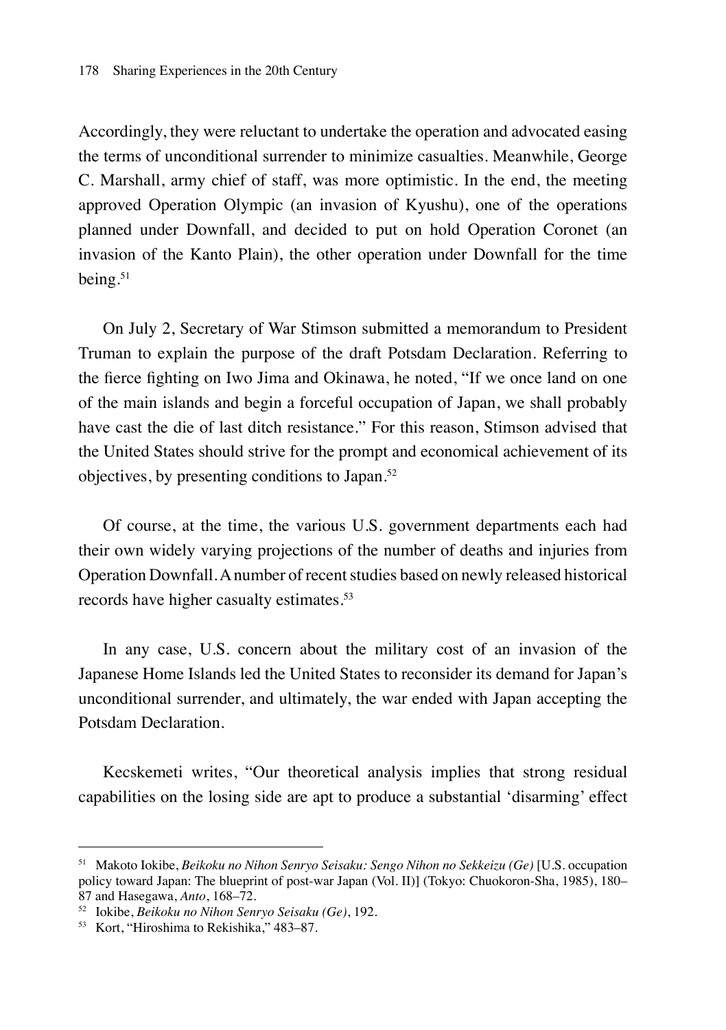Accordingly, they were reluctant to undertake the operation and advocated easing the terms of unconditional surrender to minimize casualties. Meanwhile, George C. Marshall, army chief of staff, was more optimistic. In the end, the meeting approved Operation Olympic (an invasion of Kyushu), one of the operations planned under Downfall, and decided to put on hold Operation Coronet (an invasion of the Kanto Plain), the other operation under Downfall for the time being.[51]

On July 2, Secretary of War Stimson submitted a memorandum to President Truman to explain the purpose of the draft Potsdam Declaration. Referring to the fierce fighting on Iwo Jima and Okinawa, he noted, "If we once land on one of the main islands and begin a forceful occupation of Japan, we shall probably have cast the die of last ditch resistance." For this reason, Stimson advised that the United States should strive for the prompt and economical achievement of its objectives, by presenting conditions to Japan.[52]

Of course, at the time, the various U.S. government departments each had their own widely varying projections of the number of deaths and injuries from Operation Downfall. A number of recent studies based on newly released historical records have higher casualty estimates.[53]

In any case, U.S. concern about the military cost of an invasion of the Japanese Home Islands led the United States to reconsider its demand for Japan's unconditional surrender, and ultimately, the war ended with Japan accepting the Potsdam Declaration.

Kecskemeti writes, "Our theoretical analysis implies that strong residual capabilities on the losing side are apt to produce a substantial 'disarming' effect

---

[51] Makoto Iokibe, *Beikoku no Nihon Senryo Seisaku: Sengo Nihon no Sekkeizu (Ge)* [U.S. occupation policy toward Japan: The blueprint of post-war Japan (Vol. II)] (Tokyo: Chuokoron-Sha, 1985), 180–87 and Hasegawa, *Anto*, 168–72.

[52] Iokibe, *Beikoku no Nihon Senryo Seisaku (Ge)*, 192.

[53] Kort, "Hiroshima to Rekishika," 483–87.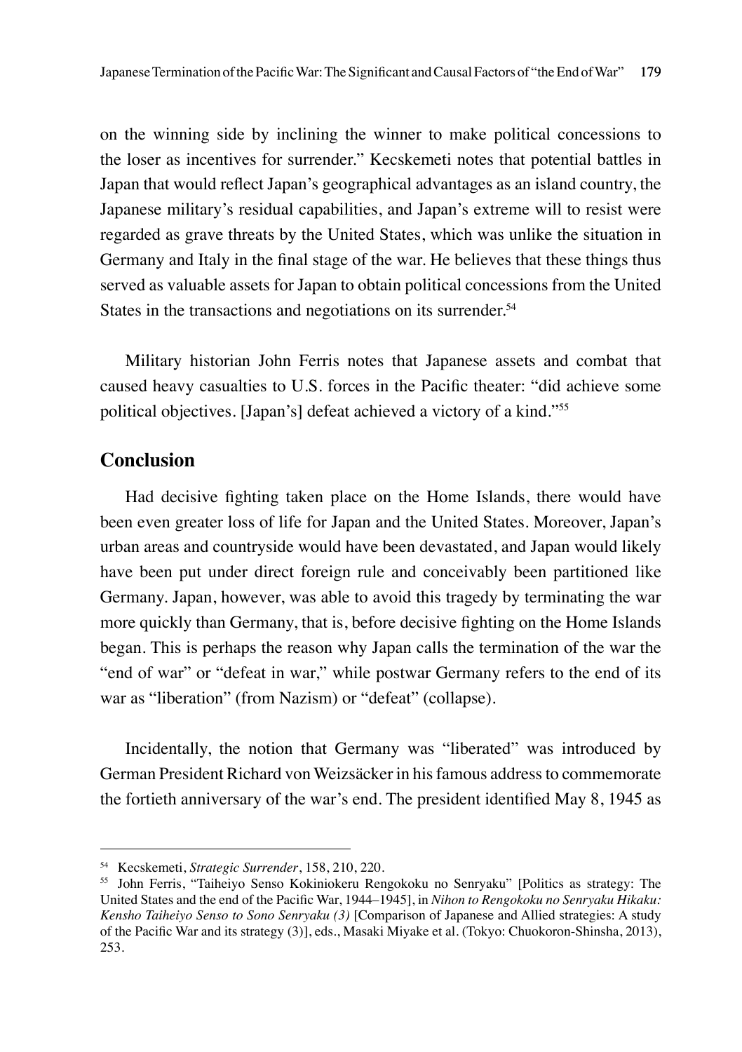on the winning side by inclining the winner to make political concessions to the loser as incentives for surrender." Kecskemeti notes that potential battles in Japan that would reflect Japan's geographical advantages as an island country, the Japanese military's residual capabilities, and Japan's extreme will to resist were regarded as grave threats by the United States, which was unlike the situation in Germany and Italy in the final stage of the war. He believes that these things thus served as valuable assets for Japan to obtain political concessions from the United States in the transactions and negotiations on its surrender.[54]

Military historian John Ferris notes that Japanese assets and combat that caused heavy casualties to U.S. forces in the Pacific theater: "did achieve some political objectives. [Japan's] defeat achieved a victory of a kind."[55]

## Conclusion

Had decisive fighting taken place on the Home Islands, there would have been even greater loss of life for Japan and the United States. Moreover, Japan's urban areas and countryside would have been devastated, and Japan would likely have been put under direct foreign rule and conceivably been partitioned like Germany. Japan, however, was able to avoid this tragedy by terminating the war more quickly than Germany, that is, before decisive fighting on the Home Islands began. This is perhaps the reason why Japan calls the termination of the war the "end of war" or "defeat in war," while postwar Germany refers to the end of its war as "liberation" (from Nazism) or "defeat" (collapse).

Incidentally, the notion that Germany was "liberated" was introduced by German President Richard von Weizsäcker in his famous address to commemorate the fortieth anniversary of the war's end. The president identified May 8, 1945 as

---

[54] Kecskemeti, *Strategic Surrender*, 158, 210, 220.

[55] John Ferris, "Taiheiyo Senso Kokiniokeru Rengokoku no Senryaku" [Politics as strategy: The United States and the end of the Pacific War, 1944–1945], in *Nihon to Rengokoku no Senryaku Hikaku: Kensho Taiheiyo Senso to Sono Senryaku (3)* [Comparison of Japanese and Allied strategies: A study of the Pacific War and its strategy (3)], eds., Masaki Miyake et al. (Tokyo: Chuokoron-Shinsha, 2013), 253.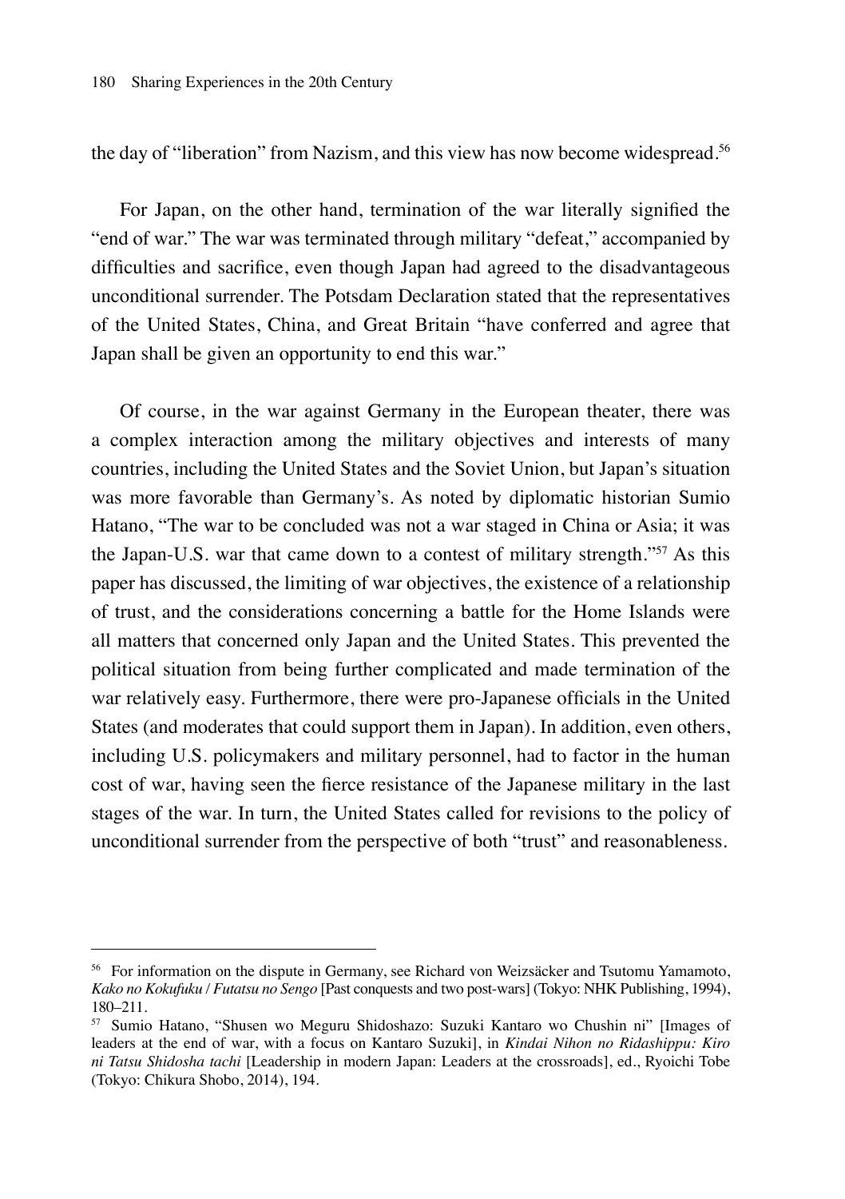the day of "liberation" from Nazism, and this view has now become widespread.[56]

For Japan, on the other hand, termination of the war literally signified the "end of war." The war was terminated through military "defeat," accompanied by difficulties and sacrifice, even though Japan had agreed to the disadvantageous unconditional surrender. The Potsdam Declaration stated that the representatives of the United States, China, and Great Britain "have conferred and agree that Japan shall be given an opportunity to end this war."

Of course, in the war against Germany in the European theater, there was a complex interaction among the military objectives and interests of many countries, including the United States and the Soviet Union, but Japan's situation was more favorable than Germany's. As noted by diplomatic historian Sumio Hatano, "The war to be concluded was not a war staged in China or Asia; it was the Japan-U.S. war that came down to a contest of military strength."[57] As this paper has discussed, the limiting of war objectives, the existence of a relationship of trust, and the considerations concerning a battle for the Home Islands were all matters that concerned only Japan and the United States. This prevented the political situation from being further complicated and made termination of the war relatively easy. Furthermore, there were pro-Japanese officials in the United States (and moderates that could support them in Japan). In addition, even others, including U.S. policymakers and military personnel, had to factor in the human cost of war, having seen the fierce resistance of the Japanese military in the last stages of the war. In turn, the United States called for revisions to the policy of unconditional surrender from the perspective of both "trust" and reasonableness.

---

[56] For information on the dispute in Germany, see Richard von Weizsäcker and Tsutomu Yamamoto, *Kako no Kokufuku / Futatsu no Sengo* [Past conquests and two post-wars] (Tokyo: NHK Publishing, 1994), 180–211.

[57] Sumio Hatano, "Shusen wo Meguru Shidoshazo: Suzuki Kantaro wo Chushin ni" [Images of leaders at the end of war, with a focus on Kantaro Suzuki], in *Kindai Nihon no Ridashippu: Kiro ni Tatsu Shidosha tachi* [Leadership in modern Japan: Leaders at the crossroads], ed., Ryoichi Tobe (Tokyo: Chikura Shobo, 2014), 194.